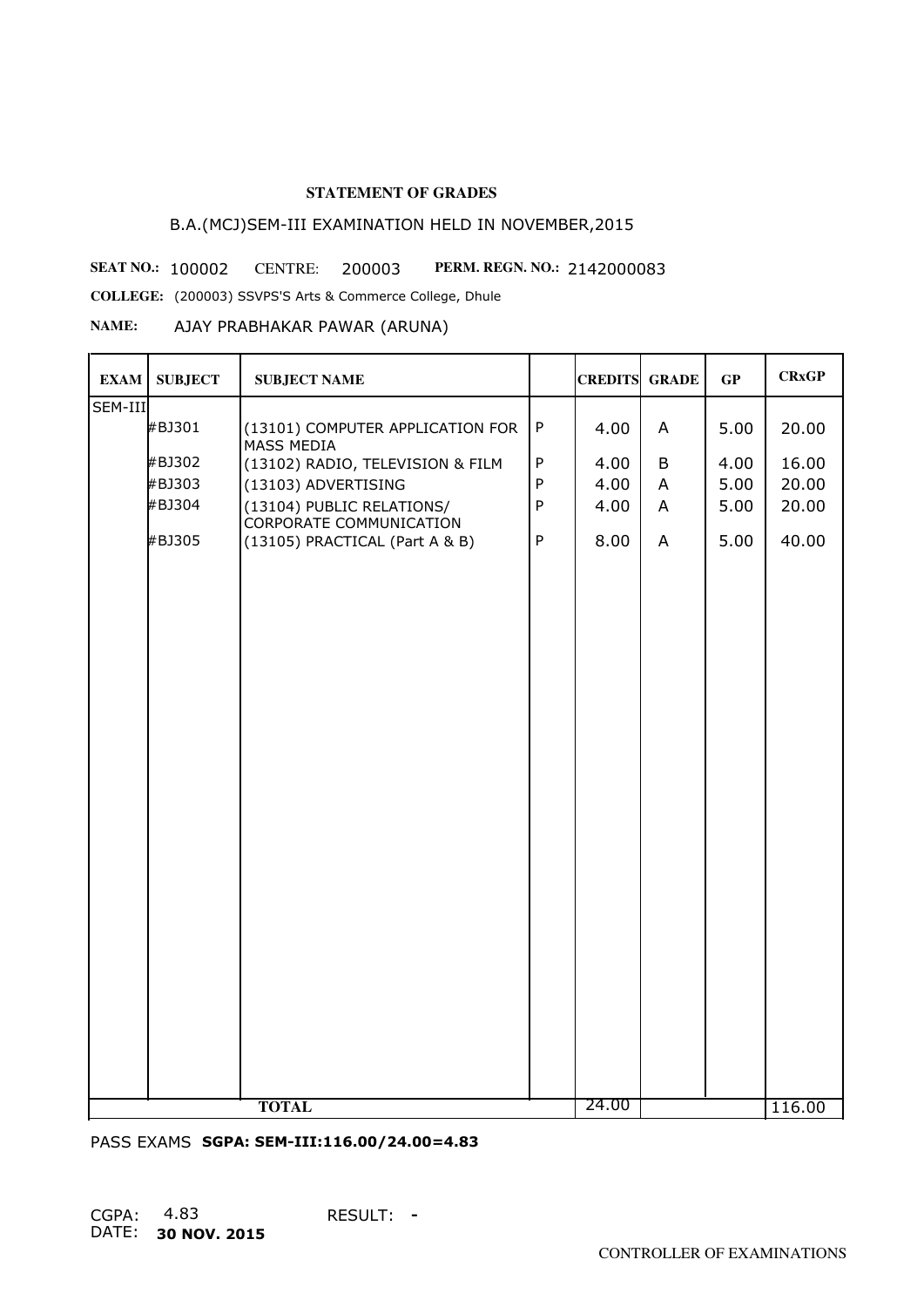## STATEMENT OF GRADES

B.A.(MCJ)SEM-III EXAMINATION HELD IN NOVEMBER,2015

**SEAT NO.:** 100002 CENTRE: 200003 **PERM. REGN. NO.:** 2142000083

**COLLEGE:** (200003) SSVPS'S Arts & Commerce College, Dhule

**NAME:** AJAY PRABHAKAR PAWAR (ARUNA)

| EXAM | SUBJECT | SUBJECT NAME | | CREDITS | GRADE | GP | CRxGP |
|---|---|---|---|---|---|---|---|
| SEM-III | | | | | | | |
| | #BJ301 | (13101) COMPUTER APPLICATION FOR MASS MEDIA | P | 4.00 | A | 5.00 | 20.00 |
| | #BJ302 | (13102) RADIO, TELEVISION & FILM | P | 4.00 | B | 4.00 | 16.00 |
| | #BJ303 | (13103) ADVERTISING | P | 4.00 | A | 5.00 | 20.00 |
| | #BJ304 | (13104) PUBLIC RELATIONS/ CORPORATE COMMUNICATION | P | 4.00 | A | 5.00 | 20.00 |
| | #BJ305 | (13105) PRACTICAL (Part A & B) | P | 8.00 | A | 5.00 | 40.00 |
| | | **TOTAL** | | 24.00 | | | 116.00 |

PASS EXAMS **SGPA: SEM-III:116.00/24.00=4.83**

CGPA: 4.83 RESULT: -

DATE: **30 NOV. 2015**

CONTROLLER OF EXAMINATIONS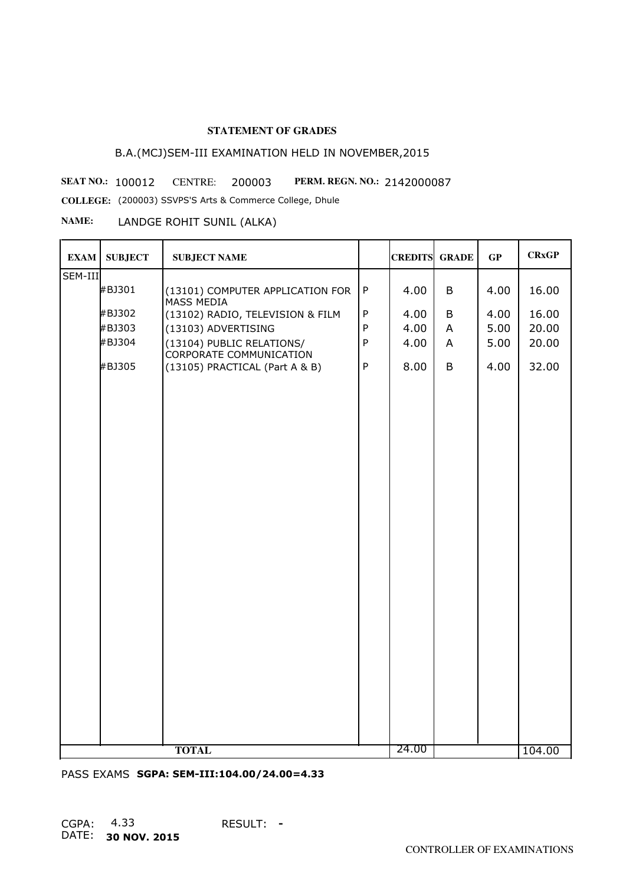**STATEMENT OF GRADES**

B.A.(MCJ)SEM-III EXAMINATION HELD IN NOVEMBER,2015

**SEAT NO.:** 100012 CENTRE: 200003 **PERM. REGN. NO.:** 2142000087

**COLLEGE:** (200003) SSVPS'S Arts & Commerce College, Dhule

**NAME:** LANDGE ROHIT SUNIL (ALKA)

| EXAM | SUBJECT | SUBJECT NAME | | CREDITS | GRADE | GP | CRxGP |
|---|---|---|---|---|---|---|---|
| SEM-III | | | | | | | |
| | #BJ301 | (13101) COMPUTER APPLICATION FOR MASS MEDIA | P | 4.00 | B | 4.00 | 16.00 |
| | #BJ302 | (13102) RADIO, TELEVISION & FILM | P | 4.00 | B | 4.00 | 16.00 |
| | #BJ303 | (13103) ADVERTISING | P | 4.00 | A | 5.00 | 20.00 |
| | #BJ304 | (13104) PUBLIC RELATIONS/ CORPORATE COMMUNICATION | P | 4.00 | A | 5.00 | 20.00 |
| | #BJ305 | (13105) PRACTICAL (Part A & B) | P | 8.00 | B | 4.00 | 32.00 |
| | | **TOTAL** | | 24.00 | | | 104.00 |

PASS EXAMS **SGPA: SEM-III:104.00/24.00=4.33**

CGPA: 4.33 RESULT: -

DATE: **30 NOV. 2015**

CONTROLLER OF EXAMINATIONS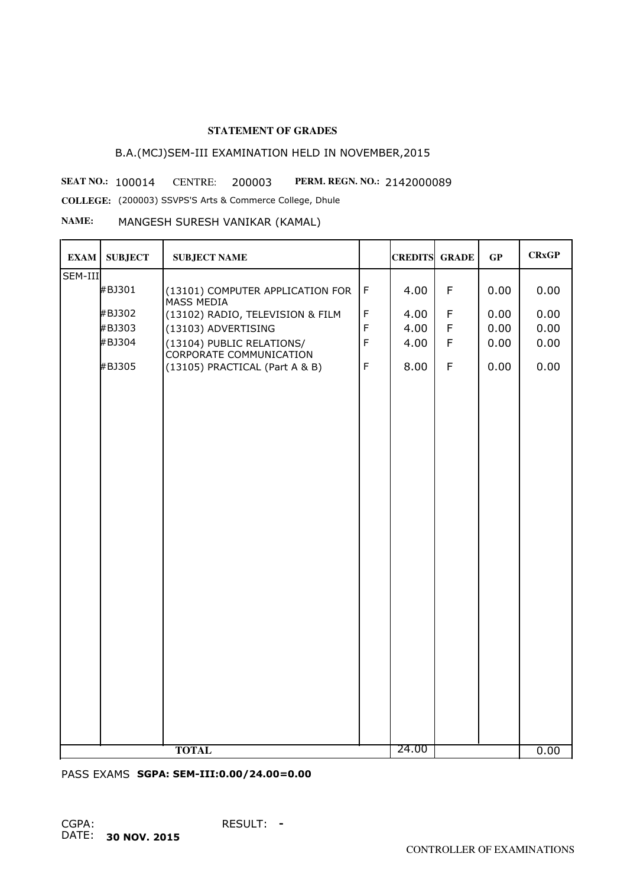**STATEMENT OF GRADES**

B.A.(MCJ)SEM-III EXAMINATION HELD IN NOVEMBER,2015

**SEAT NO.:** 100014 CENTRE: 200003 **PERM. REGN. NO.:** 2142000089

**COLLEGE:** (200003) SSVPS'S Arts & Commerce College, Dhule

**NAME:** MANGESH SURESH VANIKAR (KAMAL)

| EXAM | SUBJECT | SUBJECT NAME | | CREDITS | GRADE | GP | CRxGP |
|---|---|---|---|---|---|---|---|
| SEM-III | | | | | | | |
| | #BJ301 | (13101) COMPUTER APPLICATION FOR MASS MEDIA | F | 4.00 | F | 0.00 | 0.00 |
| | #BJ302 | (13102) RADIO, TELEVISION & FILM | F | 4.00 | F | 0.00 | 0.00 |
| | #BJ303 | (13103) ADVERTISING | F | 4.00 | F | 0.00 | 0.00 |
| | #BJ304 | (13104) PUBLIC RELATIONS/ CORPORATE COMMUNICATION | F | 4.00 | F | 0.00 | 0.00 |
| | #BJ305 | (13105) PRACTICAL (Part A & B) | F | 8.00 | F | 0.00 | 0.00 |
| | | **TOTAL** | | 24.00 | | | 0.00 |

PASS EXAMS **SGPA: SEM-III:0.00/24.00=0.00**

CGPA: RESULT: **-**

DATE: **30 NOV. 2015**

CONTROLLER OF EXAMINATIONS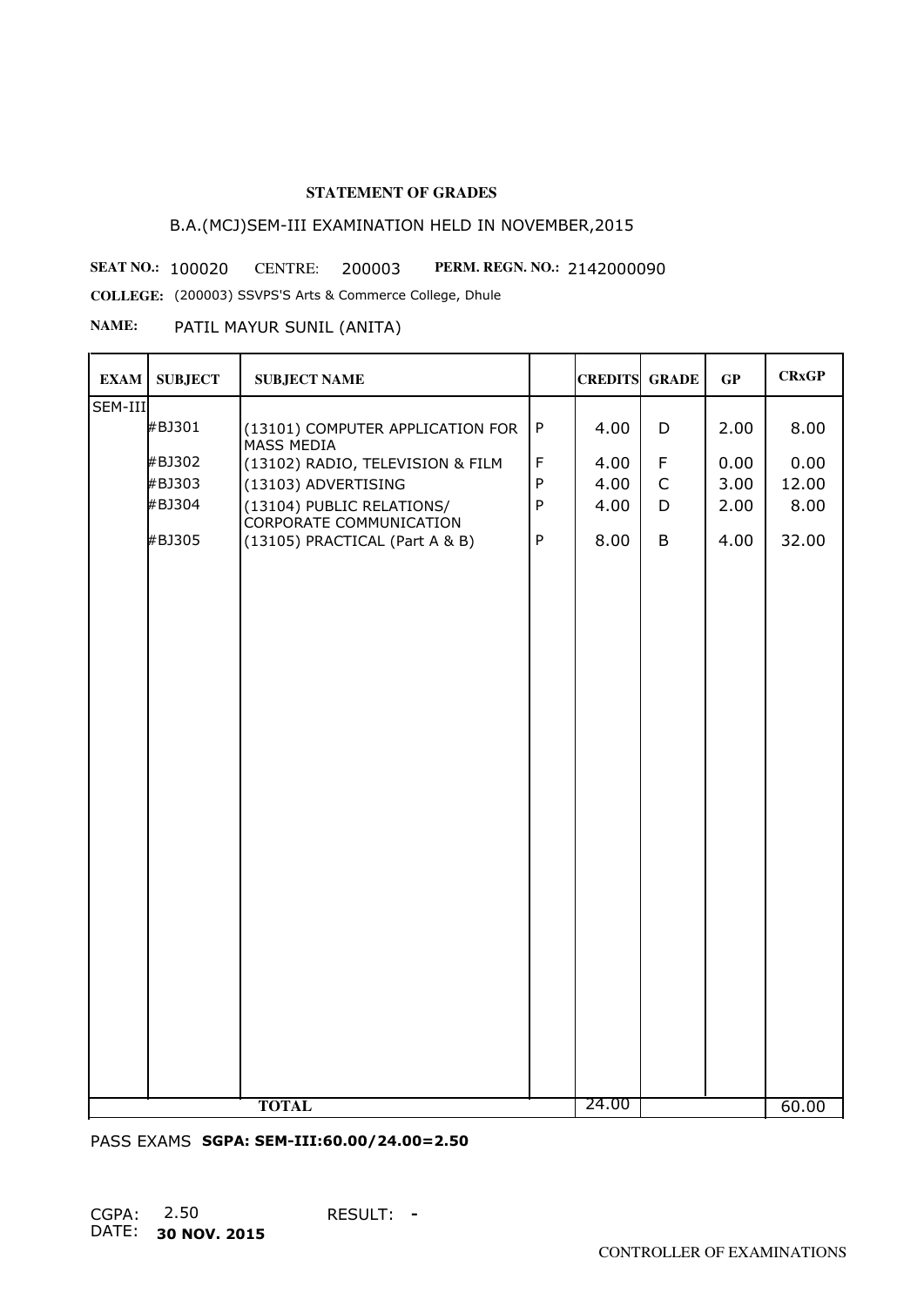**STATEMENT OF GRADES**

B.A.(MCJ)SEM-III EXAMINATION HELD IN NOVEMBER,2015

**SEAT NO.:** 100020 CENTRE: 200003 **PERM. REGN. NO.:** 2142000090

**COLLEGE:** (200003) SSVPS'S Arts & Commerce College, Dhule

**NAME:** PATIL MAYUR SUNIL (ANITA)

| EXAM | SUBJECT | SUBJECT NAME | | CREDITS | GRADE | GP | CRxGP |
|---|---|---|---|---|---|---|---|
| SEM-III | | | | | | | |
| | #BJ301 | (13101) COMPUTER APPLICATION FOR MASS MEDIA | P | 4.00 | D | 2.00 | 8.00 |
| | #BJ302 | (13102) RADIO, TELEVISION & FILM | F | 4.00 | F | 0.00 | 0.00 |
| | #BJ303 | (13103) ADVERTISING | P | 4.00 | C | 3.00 | 12.00 |
| | #BJ304 | (13104) PUBLIC RELATIONS/ CORPORATE COMMUNICATION | P | 4.00 | D | 2.00 | 8.00 |
| | #BJ305 | (13105) PRACTICAL (Part A & B) | P | 8.00 | B | 4.00 | 32.00 |
| | | **TOTAL** | | 24.00 | | | 60.00 |

PASS EXAMS **SGPA: SEM-III:60.00/24.00=2.50**

CGPA: 2.50 RESULT: **-**

DATE: **30 NOV. 2015**

CONTROLLER OF EXAMINATIONS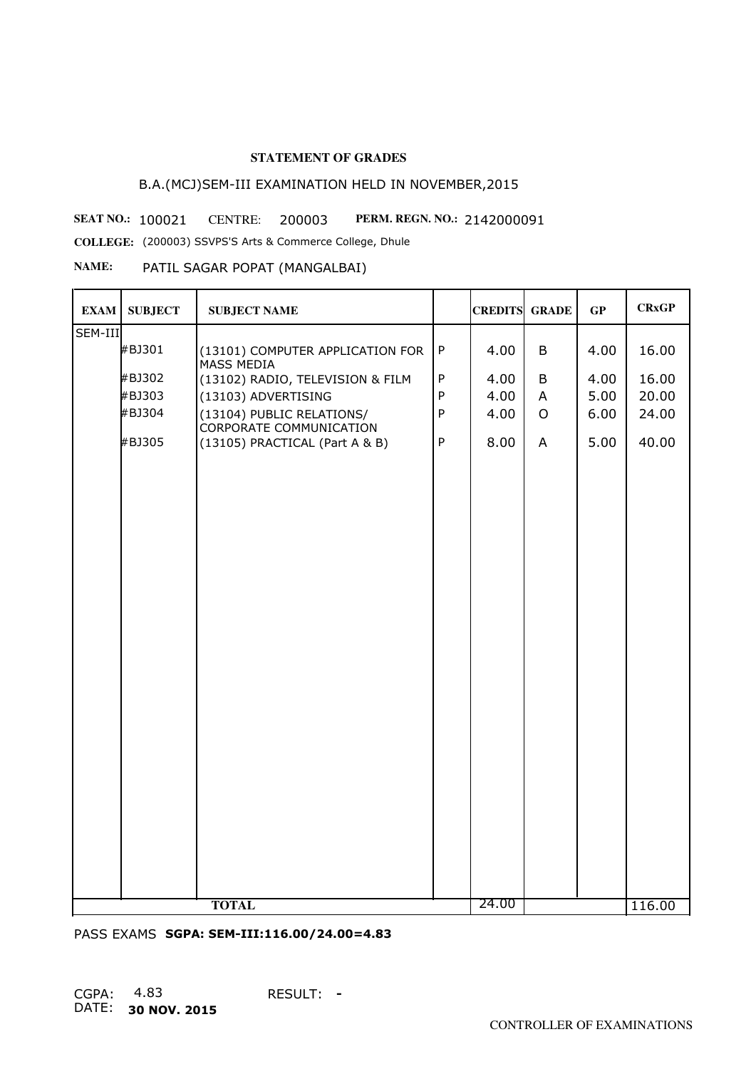**STATEMENT OF GRADES**

B.A.(MCJ)SEM-III EXAMINATION HELD IN NOVEMBER,2015

**SEAT NO.:** 100021 CENTRE: 200003 **PERM. REGN. NO.:** 2142000091

**COLLEGE:** (200003) SSVPS'S Arts & Commerce College, Dhule

**NAME:** PATIL SAGAR POPAT (MANGALBAI)

| EXAM | SUBJECT | SUBJECT NAME | | CREDITS | GRADE | GP | CRxGP |
|---|---|---|---|---|---|---|---|
| SEM-III | | | | | | | |
| | #BJ301 | (13101) COMPUTER APPLICATION FOR MASS MEDIA | P | 4.00 | B | 4.00 | 16.00 |
| | #BJ302 | (13102) RADIO, TELEVISION & FILM | P | 4.00 | B | 4.00 | 16.00 |
| | #BJ303 | (13103) ADVERTISING | P | 4.00 | A | 5.00 | 20.00 |
| | #BJ304 | (13104) PUBLIC RELATIONS/ CORPORATE COMMUNICATION | P | 4.00 | O | 6.00 | 24.00 |
| | #BJ305 | (13105) PRACTICAL (Part A & B) | P | 8.00 | A | 5.00 | 40.00 |
| | | **TOTAL** | | 24.00 | | | 116.00 |

PASS EXAMS **SGPA: SEM-III:116.00/24.00=4.83**

CGPA: 4.83 RESULT: **-**

DATE: **30 NOV. 2015**

CONTROLLER OF EXAMINATIONS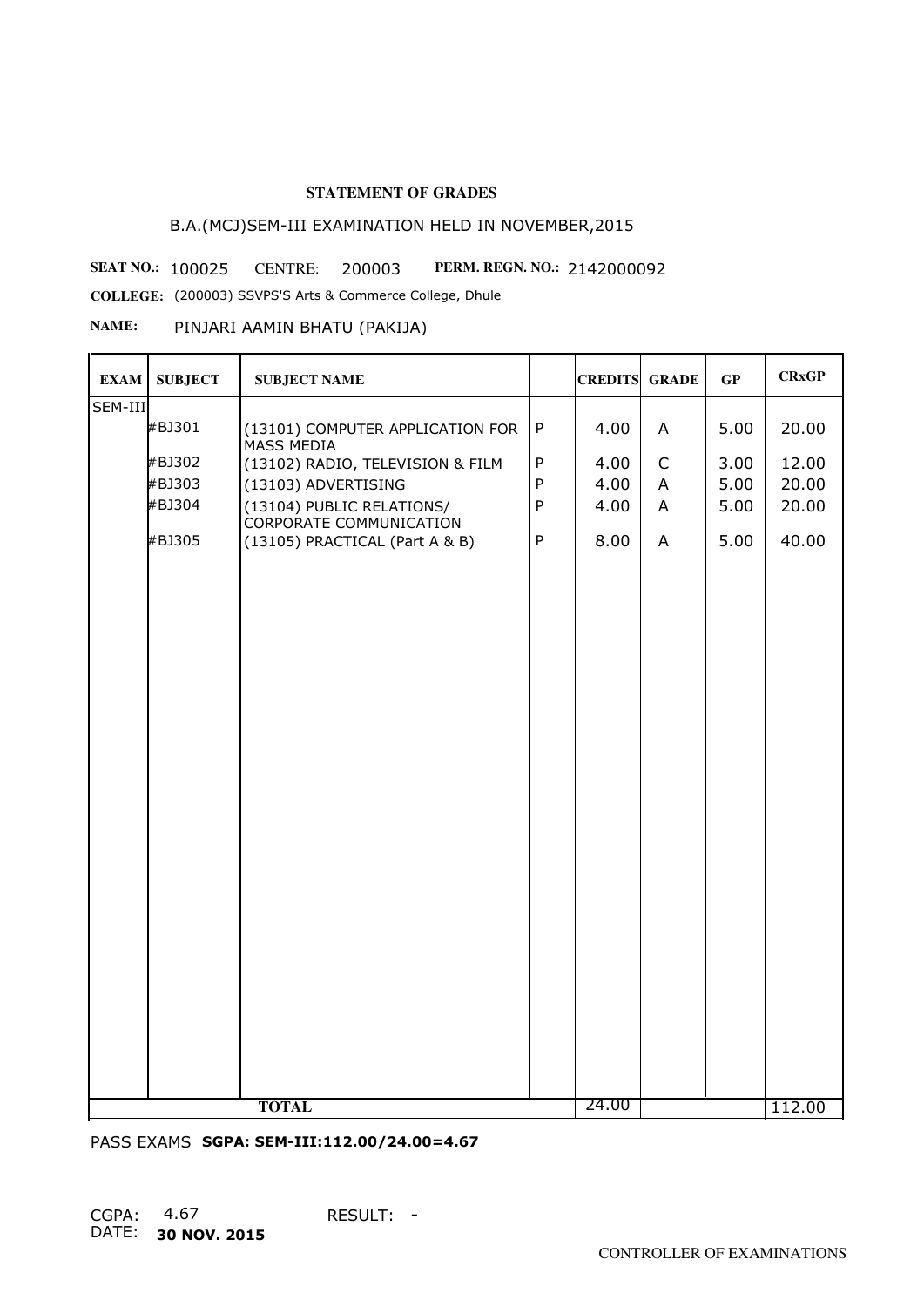**STATEMENT OF GRADES**

B.A.(MCJ)SEM-III EXAMINATION HELD IN NOVEMBER,2015

**SEAT NO.:** 100025 CENTRE: 200003 **PERM. REGN. NO.:** 2142000092

**COLLEGE:** (200003) SSVPS'S Arts & Commerce College, Dhule

**NAME:** PINJARI AAMIN BHATU (PAKIJA)

| EXAM | SUBJECT | SUBJECT NAME | | CREDITS | GRADE | GP | CRxGP |
|---|---|---|---|---|---|---|---|
| SEM-III | | | | | | | |
| | #BJ301 | (13101) COMPUTER APPLICATION FOR MASS MEDIA | P | 4.00 | A | 5.00 | 20.00 |
| | #BJ302 | (13102) RADIO, TELEVISION & FILM | P | 4.00 | C | 3.00 | 12.00 |
| | #BJ303 | (13103) ADVERTISING | P | 4.00 | A | 5.00 | 20.00 |
| | #BJ304 | (13104) PUBLIC RELATIONS/ CORPORATE COMMUNICATION | P | 4.00 | A | 5.00 | 20.00 |
| | #BJ305 | (13105) PRACTICAL (Part A & B) | P | 8.00 | A | 5.00 | 40.00 |
| | | **TOTAL** | | 24.00 | | | 112.00 |

PASS EXAMS **SGPA: SEM-III:112.00/24.00=4.67**

CGPA: 4.67 RESULT: **-**

DATE: **30 NOV. 2015**

CONTROLLER OF EXAMINATIONS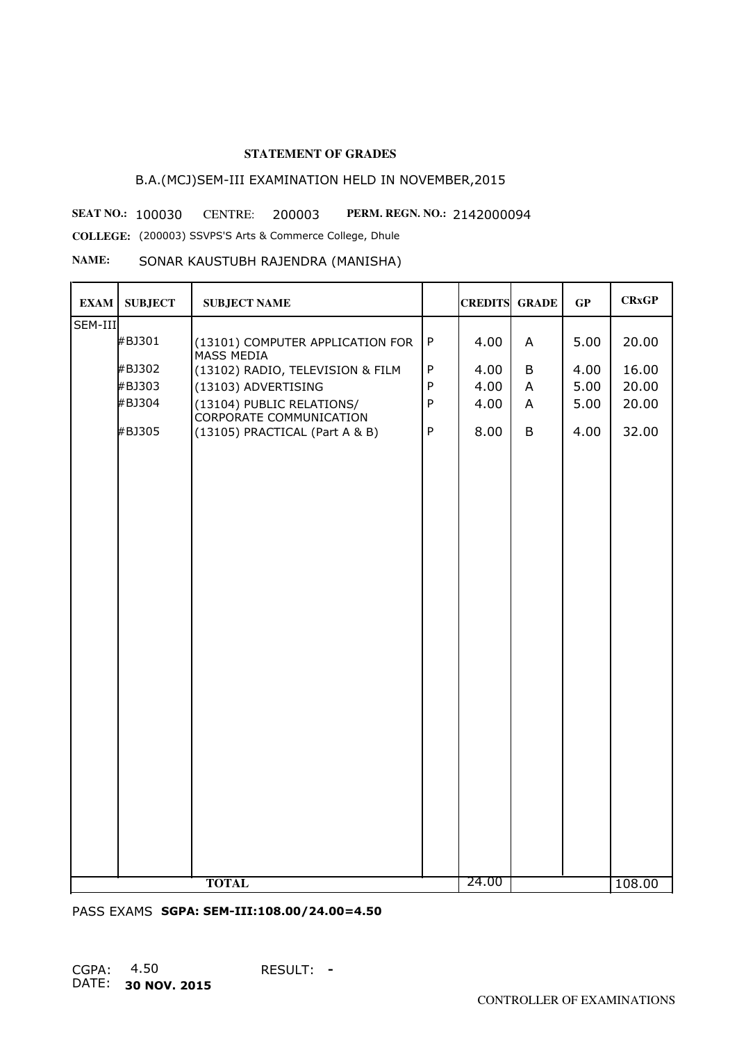### STATEMENT OF GRADES

B.A.(MCJ)SEM-III EXAMINATION HELD IN NOVEMBER,2015

**SEAT NO.:** 100030 CENTRE: 200003 **PERM. REGN. NO.:** 2142000094

**COLLEGE:** (200003) SSVPS'S Arts & Commerce College, Dhule

**NAME:** SONAR KAUSTUBH RAJENDRA (MANISHA)

| EXAM | SUBJECT | SUBJECT NAME | | CREDITS | GRADE | GP | CRxGP |
|---|---|---|---|---|---|---|---|
| SEM-III | | | | | | | |
| | #BJ301 | (13101) COMPUTER APPLICATION FOR MASS MEDIA | P | 4.00 | A | 5.00 | 20.00 |
| | #BJ302 | (13102) RADIO, TELEVISION & FILM | P | 4.00 | B | 4.00 | 16.00 |
| | #BJ303 | (13103) ADVERTISING | P | 4.00 | A | 5.00 | 20.00 |
| | #BJ304 | (13104) PUBLIC RELATIONS/ CORPORATE COMMUNICATION | P | 4.00 | A | 5.00 | 20.00 |
| | #BJ305 | (13105) PRACTICAL (Part A & B) | P | 8.00 | B | 4.00 | 32.00 |
| | | **TOTAL** | | 24.00 | | | 108.00 |

PASS EXAMS **SGPA: SEM-III:108.00/24.00=4.50**

CGPA: 4.50 RESULT: **-**

DATE: **30 NOV. 2015**

CONTROLLER OF EXAMINATIONS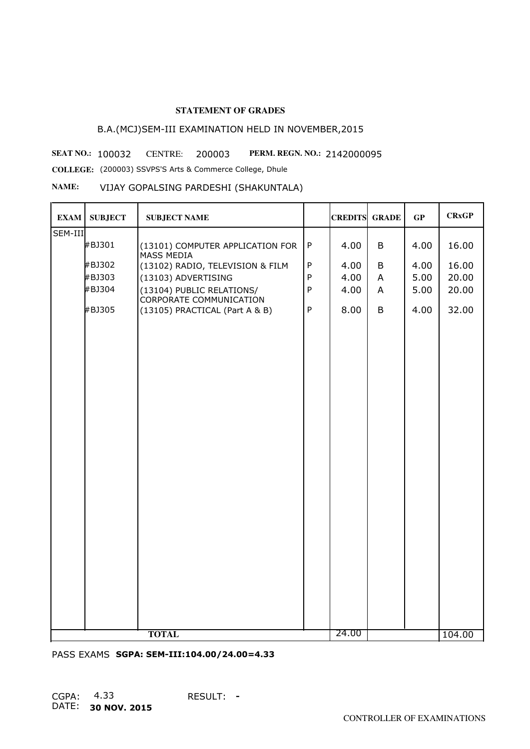**STATEMENT OF GRADES**

B.A.(MCJ)SEM-III EXAMINATION HELD IN NOVEMBER,2015

**SEAT NO.:** 100032 CENTRE: 200003 **PERM. REGN. NO.:** 2142000095

**COLLEGE:** (200003) SSVPS'S Arts & Commerce College, Dhule

**NAME:** VIJAY GOPALSING PARDESHI (SHAKUNTALA)

| EXAM | SUBJECT | SUBJECT NAME | | CREDITS | GRADE | GP | CRxGP |
|---|---|---|---|---|---|---|---|
| SEM-III | | | | | | | |
| | #BJ301 | (13101) COMPUTER APPLICATION FOR MASS MEDIA | P | 4.00 | B | 4.00 | 16.00 |
| | #BJ302 | (13102) RADIO, TELEVISION & FILM | P | 4.00 | B | 4.00 | 16.00 |
| | #BJ303 | (13103) ADVERTISING | P | 4.00 | A | 5.00 | 20.00 |
| | #BJ304 | (13104) PUBLIC RELATIONS/ CORPORATE COMMUNICATION | P | 4.00 | A | 5.00 | 20.00 |
| | #BJ305 | (13105) PRACTICAL (Part A & B) | P | 8.00 | B | 4.00 | 32.00 |
| | | **TOTAL** | | 24.00 | | | 104.00 |

PASS EXAMS **SGPA: SEM-III:104.00/24.00=4.33**

CGPA: 4.33 RESULT: **-**

DATE: **30 NOV. 2015**

CONTROLLER OF EXAMINATIONS